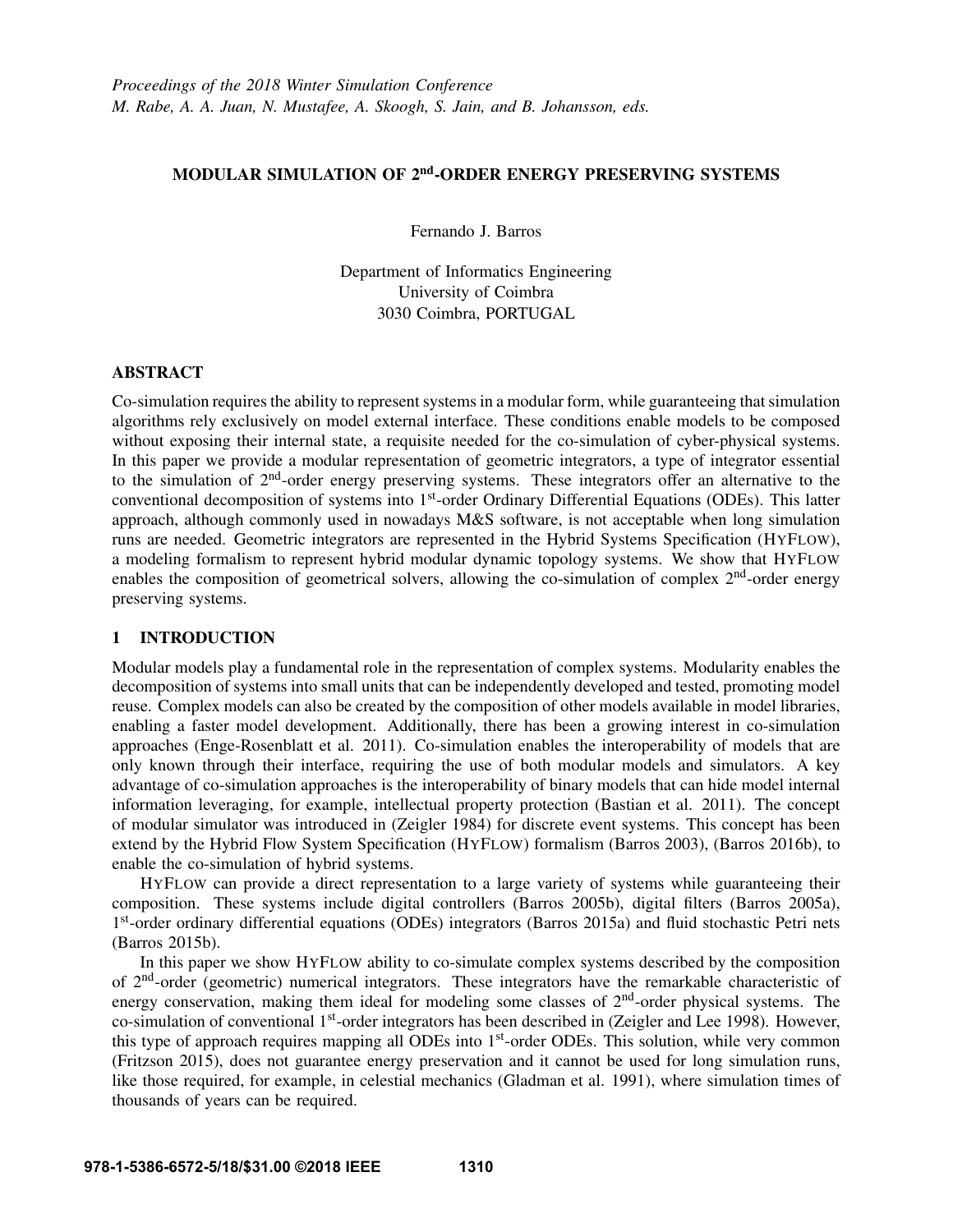# MODULAR SIMULATION OF 2nd-ORDER ENERGY PRESERVING SYSTEMS

Fernando J. Barros

Department of Informatics Engineering
University of Coimbra
3030 Coimbra, PORTUGAL

## ABSTRACT

Co-simulation requires the ability to represent systems in a modular form, while guaranteeing that simulation algorithms rely exclusively on model external interface. These conditions enable models to be composed without exposing their internal state, a requisite needed for the co-simulation of cyber-physical systems. In this paper we provide a modular representation of geometric integrators, a type of integrator essential to the simulation of 2nd-order energy preserving systems. These integrators offer an alternative to the conventional decomposition of systems into 1st-order Ordinary Differential Equations (ODEs). This latter approach, although commonly used in nowadays M&S software, is not acceptable when long simulation runs are needed. Geometric integrators are represented in the Hybrid Systems Specification (HYFLOW), a modeling formalism to represent hybrid modular dynamic topology systems. We show that HYFLOW enables the composition of geometrical solvers, allowing the co-simulation of complex 2nd-order energy preserving systems.

## 1 INTRODUCTION

Modular models play a fundamental role in the representation of complex systems. Modularity enables the decomposition of systems into small units that can be independently developed and tested, promoting model reuse. Complex models can also be created by the composition of other models available in model libraries, enabling a faster model development. Additionally, there has been a growing interest in co-simulation approaches (Enge-Rosenblatt et al. 2011). Co-simulation enables the interoperability of models that are only known through their interface, requiring the use of both modular models and simulators. A key advantage of co-simulation approaches is the interoperability of binary models that can hide model internal information leveraging, for example, intellectual property protection (Bastian et al. 2011). The concept of modular simulator was introduced in (Zeigler 1984) for discrete event systems. This concept has been extend by the Hybrid Flow System Specification (HYFLOW) formalism (Barros 2003), (Barros 2016b), to enable the co-simulation of hybrid systems.

HYFLOW can provide a direct representation to a large variety of systems while guaranteeing their composition. These systems include digital controllers (Barros 2005b), digital filters (Barros 2005a), 1st-order ordinary differential equations (ODEs) integrators (Barros 2015a) and fluid stochastic Petri nets (Barros 2015b).

In this paper we show HYFLOW ability to co-simulate complex systems described by the composition of 2nd-order (geometric) numerical integrators. These integrators have the remarkable characteristic of energy conservation, making them ideal for modeling some classes of 2nd-order physical systems. The co-simulation of conventional 1st-order integrators has been described in (Zeigler and Lee 1998). However, this type of approach requires mapping all ODEs into 1st-order ODEs. This solution, while very common (Fritzson 2015), does not guarantee energy preservation and it cannot be used for long simulation runs, like those required, for example, in celestial mechanics (Gladman et al. 1991), where simulation times of thousands of years can be required.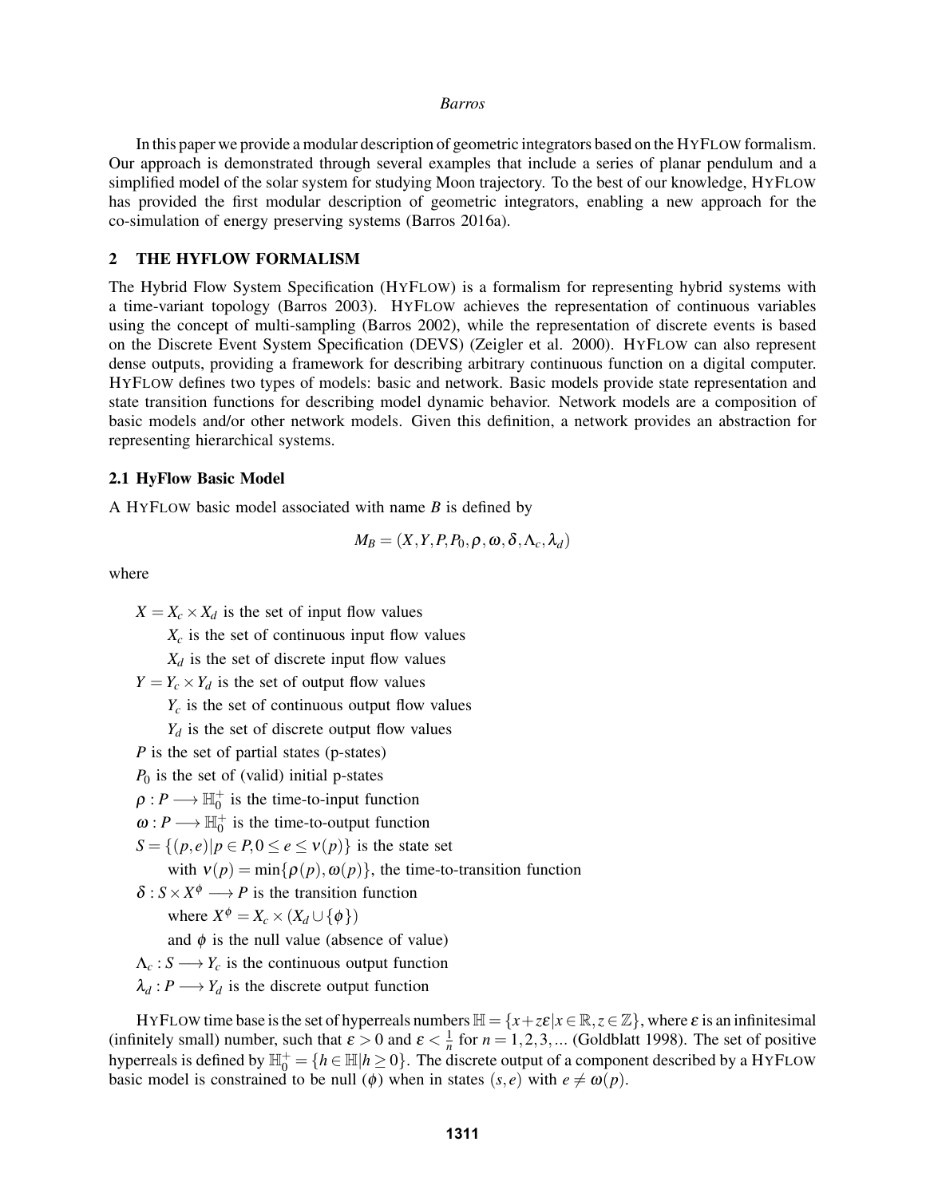In this paper we provide a modular description of geometric integrators based on the HyFlow formalism. Our approach is demonstrated through several examples that include a series of planar pendulum and a simplified model of the solar system for studying Moon trajectory. To the best of our knowledge, HyFlow has provided the first modular description of geometric integrators, enabling a new approach for the co-simulation of energy preserving systems (Barros 2016a).

## 2 THE HYFLOW FORMALISM

The Hybrid Flow System Specification (HyFlow) is a formalism for representing hybrid systems with a time-variant topology (Barros 2003). HyFlow achieves the representation of continuous variables using the concept of multi-sampling (Barros 2002), while the representation of discrete events is based on the Discrete Event System Specification (DEVS) (Zeigler et al. 2000). HyFlow can also represent dense outputs, providing a framework for describing arbitrary continuous function on a digital computer. HyFlow defines two types of models: basic and network. Basic models provide state representation and state transition functions for describing model dynamic behavior. Network models are a composition of basic models and/or other network models. Given this definition, a network provides an abstraction for representing hierarchical systems.

### 2.1 HyFlow Basic Model

A HyFlow basic model associated with name $B$ is defined by

$$M_B = (X, Y, P, P_0, \rho, \omega, \delta, \Lambda_c, \lambda_d)$$

where

$X = X_c \times X_d$ is the set of input flow values
  $X_c$ is the set of continuous input flow values
  $X_d$ is the set of discrete input flow values
$Y = Y_c \times Y_d$ is the set of output flow values
  $Y_c$ is the set of continuous output flow values
  $Y_d$ is the set of discrete output flow values
$P$ is the set of partial states (p-states)
$P_0$ is the set of (valid) initial p-states
$\rho : P \longrightarrow \mathbb{H}_0^+$ is the time-to-input function
$\omega : P \longrightarrow \mathbb{H}_0^+$ is the time-to-output function
$S = \{(p,e) | p \in P, 0 \leq e \leq \nu(p)\}$ is the state set
  with $\nu(p) = \min\{\rho(p), \omega(p)\}$, the time-to-transition function
$\delta : S \times X^{\phi} \longrightarrow P$ is the transition function
  where $X^{\phi} = X_c \times (X_d \cup \{\phi\})$
  and $\phi$ is the null value (absence of value)
$\Lambda_c : S \longrightarrow Y_c$ is the continuous output function
$\lambda_d : P \longrightarrow Y_d$ is the discrete output function

HyFlow time base is the set of hyperreals numbers $\mathbb{H} = \{x + z\varepsilon | x \in \mathbb{R}, z \in \mathbb{Z}\}$, where $\varepsilon$ is an infinitesimal (infinitely small) number, such that $\varepsilon > 0$ and $\varepsilon < \frac{1}{n}$ for $n = 1,2,3,...$ (Goldblatt 1998). The set of positive hyperreals is defined by $\mathbb{H}_0^+ = \{h \in \mathbb{H} | h \geq 0\}$. The discrete output of a component described by a HyFlow basic model is constrained to be null ($\phi$) when in states $(s,e)$ with $e \neq \omega(p)$.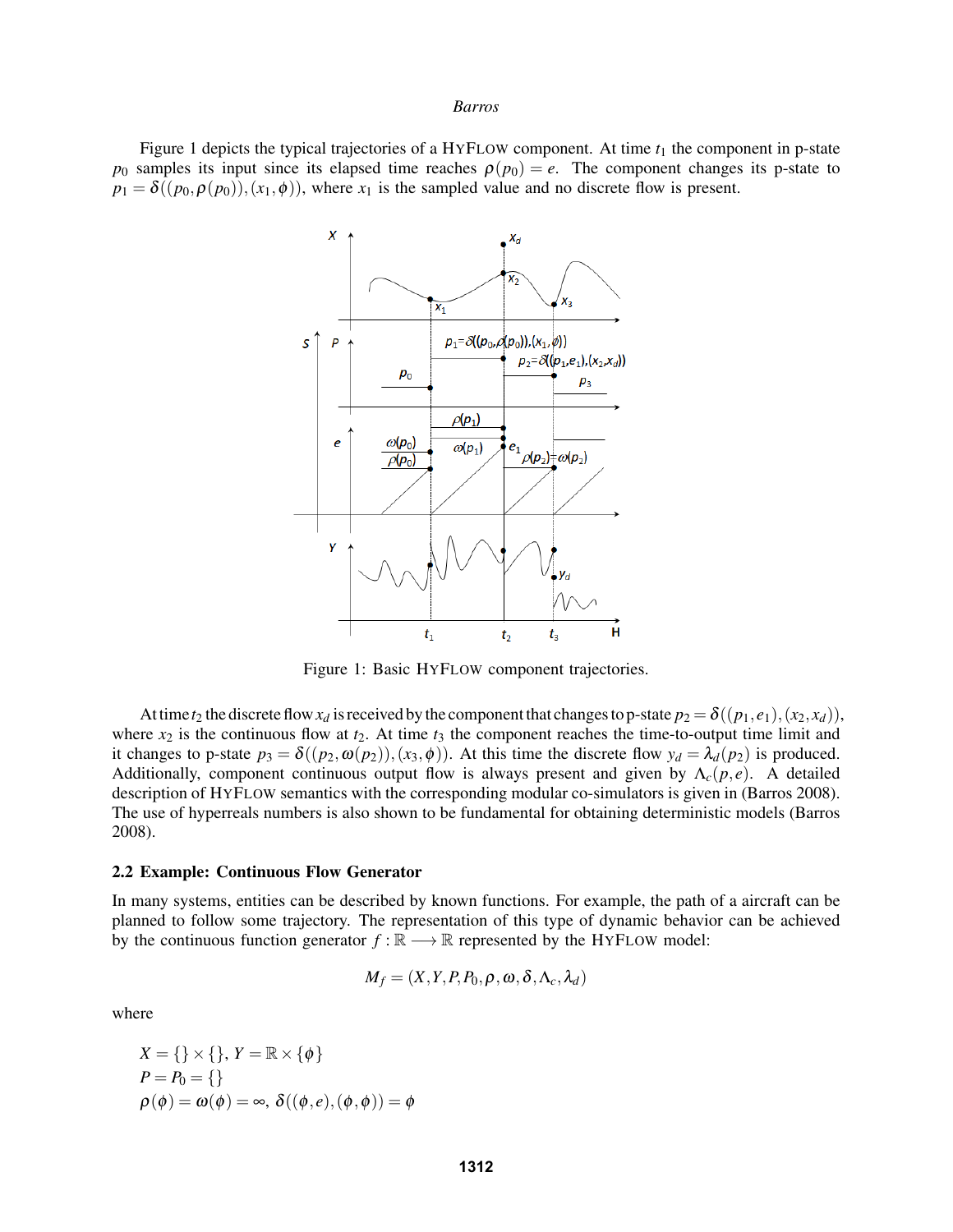Figure 1 depicts the typical trajectories of a HyFlow component. At time $t_1$ the component in p-state $p_0$ samples its input since its elapsed time reaches $\rho(p_0) = e$. The component changes its p-state to $p_1 = \delta((p_0, \rho(p_0)), (x_1, \phi))$, where $x_1$ is the sampled value and no discrete flow is present.

Figure 1: Basic HyFlow component trajectories.

At time $t_2$ the discrete flow $x_d$ is received by the component that changes to p-state $p_2 = \delta((p_1, e_1), (x_2, x_d))$, where $x_2$ is the continuous flow at $t_2$. At time $t_3$ the component reaches the time-to-output time limit and it changes to p-state $p_3 = \delta((p_2, \omega(p_2)), (x_3, \phi))$. At this time the discrete flow $y_d = \lambda_d(p_2)$ is produced. Additionally, component continuous output flow is always present and given by $\Lambda_c(p, e)$. A detailed description of HyFlow semantics with the corresponding modular co-simulators is given in (Barros 2008). The use of hyperreals numbers is also shown to be fundamental for obtaining deterministic models (Barros 2008).

### 2.2 Example: Continuous Flow Generator

In many systems, entities can be described by known functions. For example, the path of a aircraft can be planned to follow some trajectory. The representation of this type of dynamic behavior can be achieved by the continuous function generator $f : \mathbb{R} \longrightarrow \mathbb{R}$ represented by the HyFlow model:

$$M_f = (X, Y, P, P_0, \rho, \omega, \delta, \Lambda_c, \lambda_d)$$

where

$X = \{\} \times \{\}$, $Y = \mathbb{R} \times \{\phi\}$
$P = P_0 = \{\}$
$\rho(\phi) = \omega(\phi) = \infty$, $\delta((\phi, e), (\phi, \phi)) = \phi$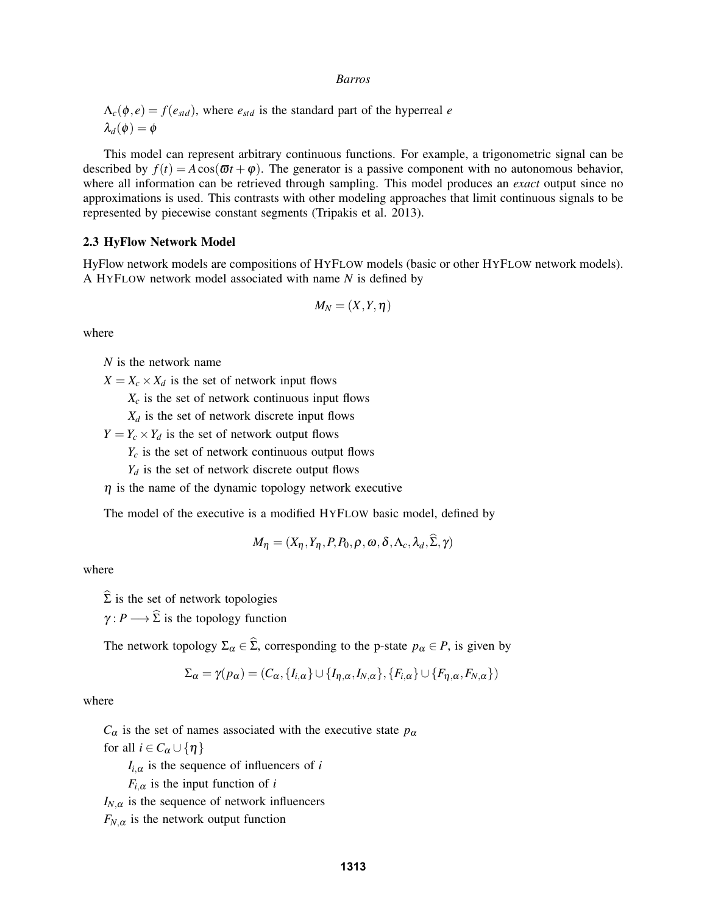$\Lambda_c(\phi, e) = f(e_{std})$, where $e_{std}$ is the standard part of the hyperreal $e$

$\lambda_d(\phi) = \phi$

This model can represent arbitrary continuous functions. For example, a trigonometric signal can be described by $f(t) = A\cos(\varpi t + \varphi)$. The generator is a passive component with no autonomous behavior, where all information can be retrieved through sampling. This model produces an *exact* output since no approximations is used. This contrasts with other modeling approaches that limit continuous signals to be represented by piecewise constant segments (Tripakis et al. 2013).

### 2.3 HyFlow Network Model

HyFlow network models are compositions of HyFlow models (basic or other HyFlow network models). A HyFlow network model associated with name $N$ is defined by

$$M_N = (X, Y, \eta)$$

where

$N$ is the network name

$X = X_c \times X_d$ is the set of network input flows

- $X_c$ is the set of network continuous input flows
- $X_d$ is the set of network discrete input flows

$Y = Y_c \times Y_d$ is the set of network output flows

- $Y_c$ is the set of network continuous output flows
- $Y_d$ is the set of network discrete output flows

$\eta$ is the name of the dynamic topology network executive

The model of the executive is a modified HyFlow basic model, defined by

$$M_\eta = (X_\eta, Y_\eta, P, P_0, \rho, \omega, \delta, \Lambda_c, \lambda_d, \widehat{\Sigma}, \gamma)$$

where

$\widehat{\Sigma}$ is the set of network topologies

$\gamma : P \longrightarrow \widehat{\Sigma}$ is the topology function

The network topology $\Sigma_\alpha \in \widehat{\Sigma}$, corresponding to the p-state $p_\alpha \in P$, is given by

$$\Sigma_\alpha = \gamma(p_\alpha) = (C_\alpha, \{I_{i,\alpha}\} \cup \{I_{\eta,\alpha}, I_{N,\alpha}\}, \{F_{i,\alpha}\} \cup \{F_{\eta,\alpha}, F_{N,\alpha}\})$$

where

$C_\alpha$ is the set of names associated with the executive state $p_\alpha$

for all $i \in C_\alpha \cup \{\eta\}$

- $I_{i,\alpha}$ is the sequence of influencers of $i$
- $F_{i,\alpha}$ is the input function of $i$

$I_{N,\alpha}$ is the sequence of network influencers

$F_{N,\alpha}$ is the network output function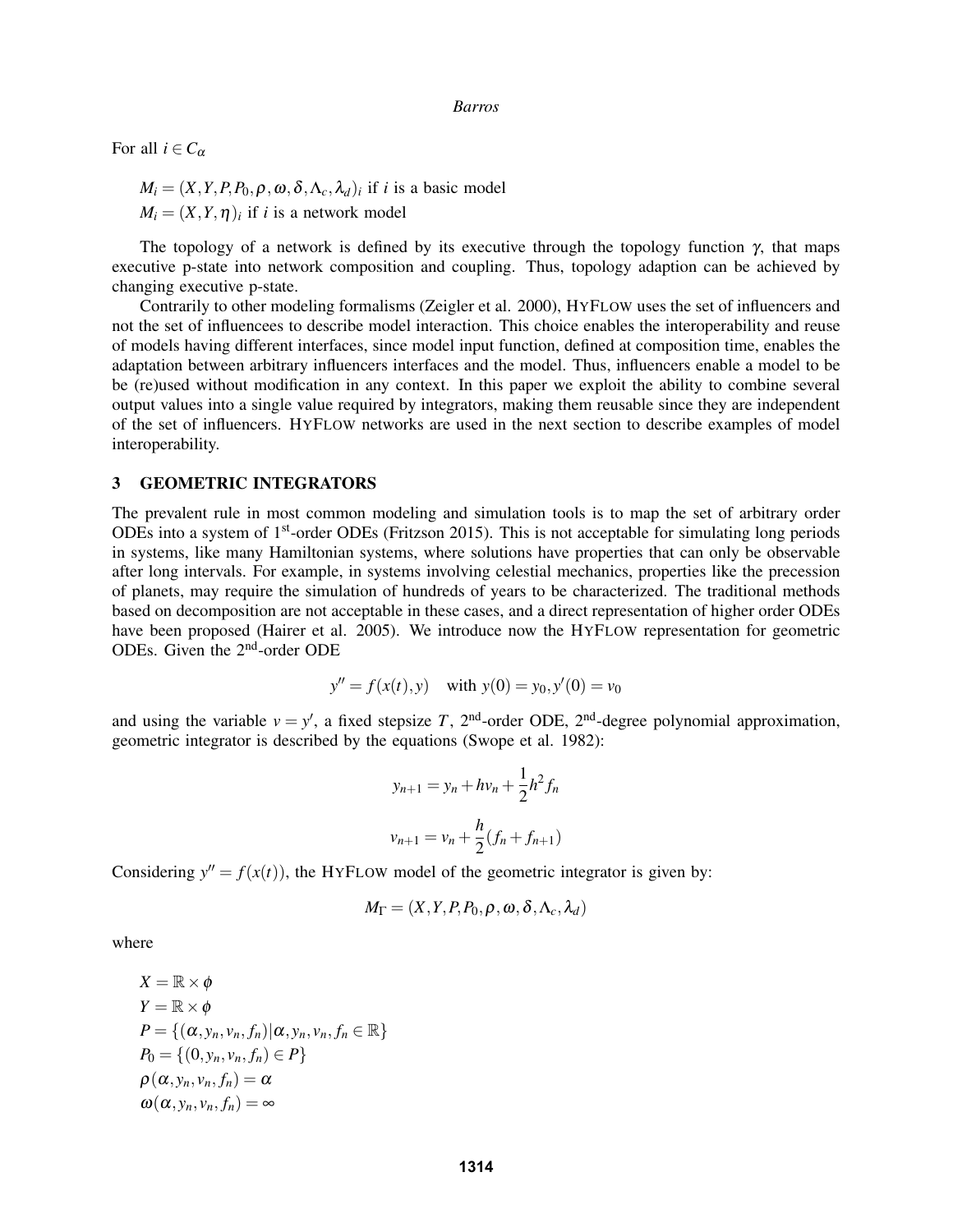For all $i \in C_\alpha$

$M_i = (X, Y, P, P_0, \rho, \omega, \delta, \Lambda_c, \lambda_d)_i$ if $i$ is a basic model
$M_i = (X, Y, \eta)_i$ if $i$ is a network model

The topology of a network is defined by its executive through the topology function $\gamma$, that maps executive p-state into network composition and coupling. Thus, topology adaption can be achieved by changing executive p-state.

Contrarily to other modeling formalisms (Zeigler et al. 2000), HYFLOW uses the set of influencers and not the set of influencees to describe model interaction. This choice enables the interoperability and reuse of models having different interfaces, since model input function, defined at composition time, enables the adaptation between arbitrary influencers interfaces and the model. Thus, influencers enable a model to be be (re)used without modification in any context. In this paper we exploit the ability to combine several output values into a single value required by integrators, making them reusable since they are independent of the set of influencers. HYFLOW networks are used in the next section to describe examples of model interoperability.

## 3 GEOMETRIC INTEGRATORS

The prevalent rule in most common modeling and simulation tools is to map the set of arbitrary order ODEs into a system of 1st-order ODEs (Fritzson 2015). This is not acceptable for simulating long periods in systems, like many Hamiltonian systems, where solutions have properties that can only be observable after long intervals. For example, in systems involving celestial mechanics, properties like the precession of planets, may require the simulation of hundreds of years to be characterized. The traditional methods based on decomposition are not acceptable in these cases, and a direct representation of higher order ODEs have been proposed (Hairer et al. 2005). We introduce now the HYFLOW representation for geometric ODEs. Given the 2nd-order ODE

$$y'' = f(x(t), y) \quad \text{with } y(0) = y_0, y'(0) = v_0$$

and using the variable $v = y'$, a fixed stepsize $T$, 2nd-order ODE, 2nd-degree polynomial approximation, geometric integrator is described by the equations (Swope et al. 1982):

$$y_{n+1} = y_n + hv_n + \frac{1}{2}h^2 f_n$$

$$v_{n+1} = v_n + \frac{h}{2}(f_n + f_{n+1})$$

Considering $y'' = f(x(t))$, the HYFLOW model of the geometric integrator is given by:

$$M_\Gamma = (X, Y, P, P_0, \rho, \omega, \delta, \Lambda_c, \lambda_d)$$

where

$X = \mathbb{R} \times \phi$
$Y = \mathbb{R} \times \phi$
$P = \{(\alpha, y_n, v_n, f_n) | \alpha, y_n, v_n, f_n \in \mathbb{R}\}$
$P_0 = \{(0, y_n, v_n, f_n) \in P\}$
$\rho(\alpha, y_n, v_n, f_n) = \alpha$
$\omega(\alpha, y_n, v_n, f_n) = \infty$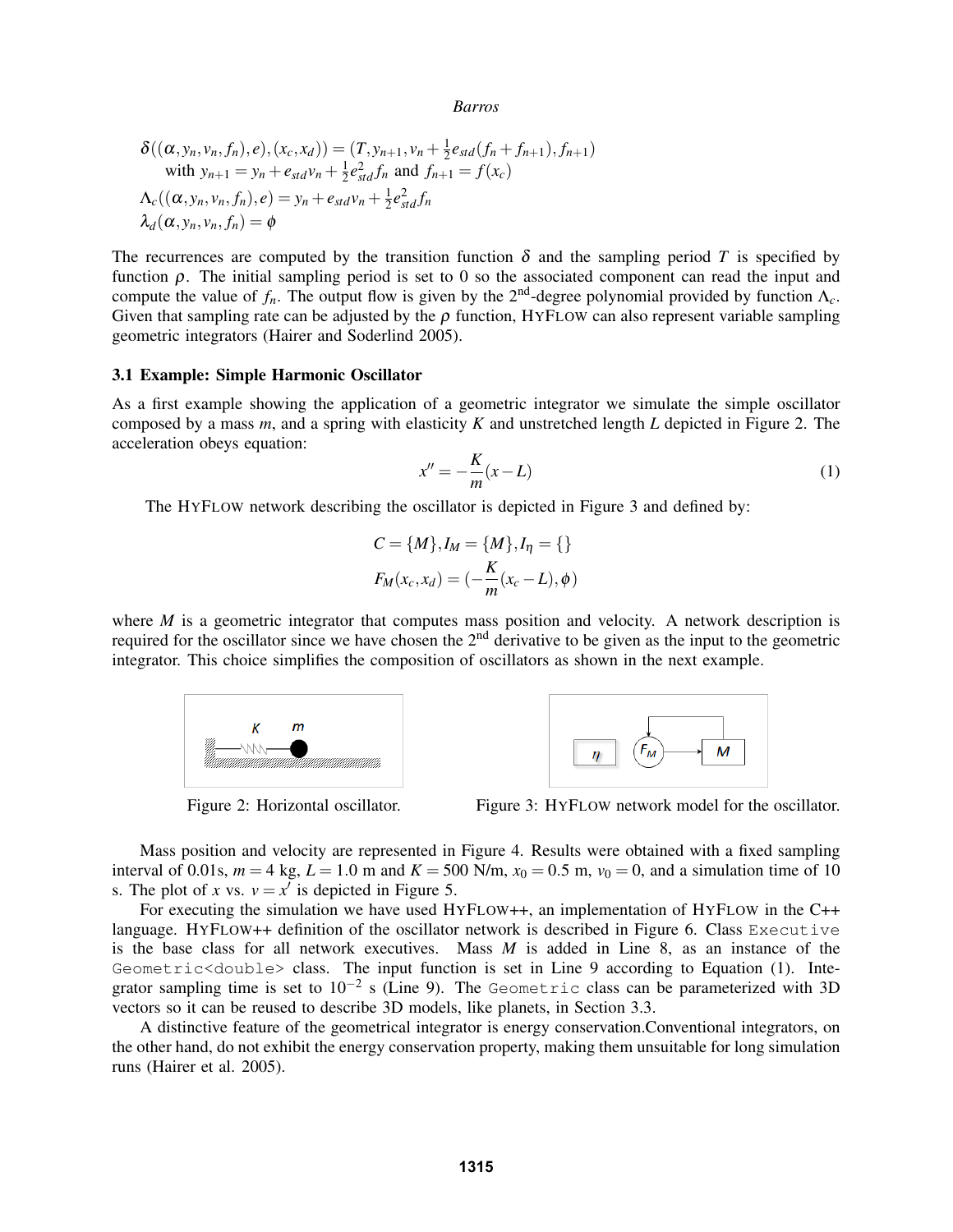$$\delta((\alpha, y_n, v_n, f_n), e), (x_c, x_d)) = (T, y_{n+1}, v_n + \frac{1}{2}e_{std}(f_n + f_{n+1}), f_{n+1})$$
$$\text{with } y_{n+1} = y_n + e_{std}v_n + \frac{1}{2}e_{std}^2 f_n \text{ and } f_{n+1} = f(x_c)$$
$$\Lambda_c((\alpha, y_n, v_n, f_n), e) = y_n + e_{std}v_n + \frac{1}{2}e_{std}^2 f_n$$
$$\lambda_d(\alpha, y_n, v_n, f_n) = \phi$$

The recurrences are computed by the transition function $\delta$ and the sampling period $T$ is specified by function $\rho$. The initial sampling period is set to 0 so the associated component can read the input and compute the value of $f_n$. The output flow is given by the 2[nd]-degree polynomial provided by function $\Lambda_c$. Given that sampling rate can be adjusted by the $\rho$ function, HYFLOW can also represent variable sampling geometric integrators (Hairer and Soderlind 2005).

### 3.1 Example: Simple Harmonic Oscillator

As a first example showing the application of a geometric integrator we simulate the simple oscillator composed by a mass $m$, and a spring with elasticity $K$ and unstretched length $L$ depicted in Figure 2. The acceleration obeys equation:

$$x'' = -\frac{K}{m}(x - L) \tag{1}$$

The HYFLOW network describing the oscillator is depicted in Figure 3 and defined by:

$$C = \{M\}, I_M = \{M\}, I_\eta = \{\}$$
$$F_M(x_c, x_d) = (-\frac{K}{m}(x_c - L), \phi)$$

where $M$ is a geometric integrator that computes mass position and velocity. A network description is required for the oscillator since we have chosen the 2[nd] derivative to be given as the input to the geometric integrator. This choice simplifies the composition of oscillators as shown in the next example.

Figure 2: Horizontal oscillator.

Figure 3: HYFLOW network model for the oscillator.

Mass position and velocity are represented in Figure 4. Results were obtained with a fixed sampling interval of 0.01s, $m = 4$ kg, $L = 1.0$ m and $K = 500$ N/m, $x_0 = 0.5$ m, $v_0 = 0$, and a simulation time of 10 s. The plot of $x$ vs. $v = x'$ is depicted in Figure 5.

For executing the simulation we have used HYFLOW++, an implementation of HYFLOW in the C++ language. HYFLOW++ definition of the oscillator network is described in Figure 6. Class `Executive` is the base class for all network executives. Mass $M$ is added in Line 8, as an instance of the `Geometric<double>` class. The input function is set in Line 9 according to Equation (1). Integrator sampling time is set to $10^{-2}$ s (Line 9). The `Geometric` class can be parameterized with 3D vectors so it can be reused to describe 3D models, like planets, in Section 3.3.

A distinctive feature of the geometrical integrator is energy conservation.Conventional integrators, on the other hand, do not exhibit the energy conservation property, making them unsuitable for long simulation runs (Hairer et al. 2005).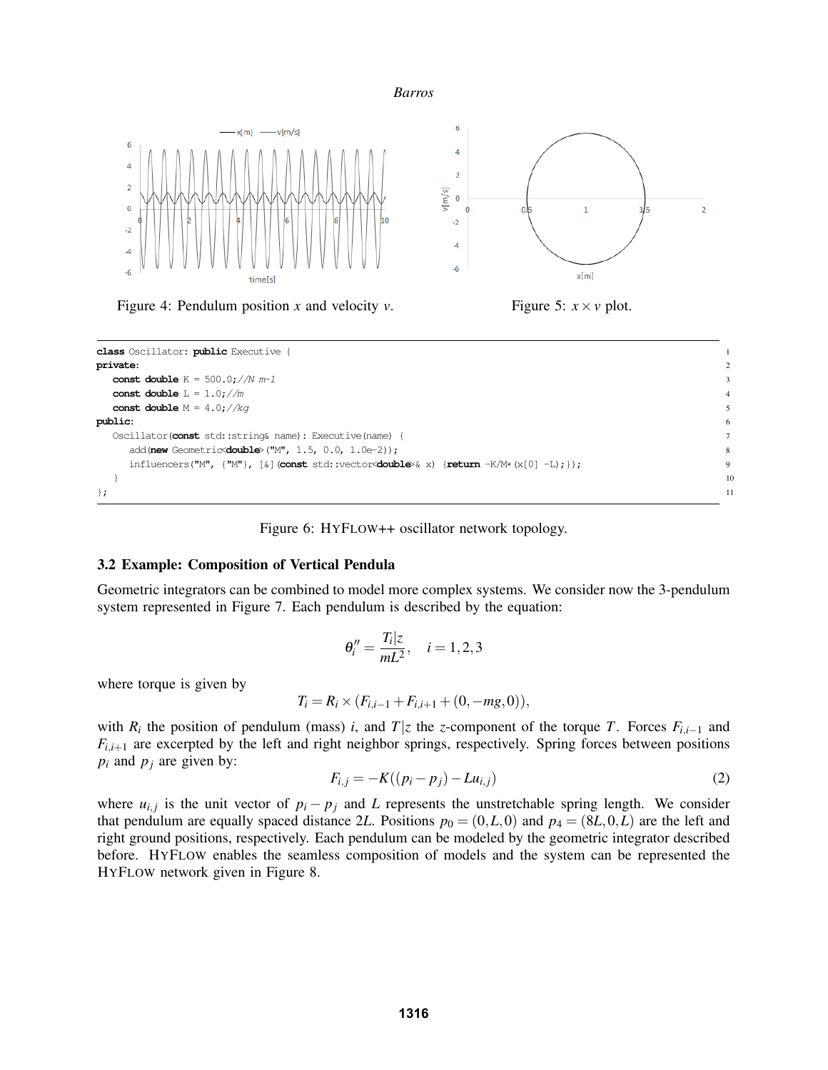Figure 4: Pendulum position $x$ and velocity $v$.

Figure 5: $x \times v$ plot.

```
class Oscillator: public Executive {
private:
   const double K = 500.0;//N m-1
   const double L = 1.0;//m
   const double M = 4.0;//kg
public:
   Oscillator(const std::string& name): Executive(name) {
      add(new Geometric<double>("M", 1.5, 0.0, 1.0e-2));
      influencers("M", {"M"}, [&](const std::vector<double>& x) {return -K/M*(x[0] -L);});
   }
};
```

Figure 6: HYFLOW++ oscillator network topology.

### 3.2 Example: Composition of Vertical Pendula

Geometric integrators can be combined to model more complex systems. We consider now the 3-pendulum system represented in Figure 7. Each pendulum is described by the equation:

$$\theta_i'' = \frac{T_i|z}{mL^2}, \quad i = 1, 2, 3$$

where torque is given by

$$T_i = R_i \times (F_{i,i-1} + F_{i,i+1} + (0, -mg, 0)),$$

with $R_i$ the position of pendulum (mass) $i$, and $T|z$ the $z$-component of the torque $T$. Forces $F_{i,i-1}$ and $F_{i,i+1}$ are excerpted by the left and right neighbor springs, respectively. Spring forces between positions $p_i$ and $p_j$ are given by:

$$F_{i,j} = -K((p_i - p_j) - Lu_{i,j}) \tag{2}$$

where $u_{i,j}$ is the unit vector of $p_i - p_j$ and $L$ represents the unstretchable spring length. We consider that pendulum are equally spaced distance $2L$. Positions $p_0 = (0, L, 0)$ and $p_4 = (8L, 0, L)$ are the left and right ground positions, respectively. Each pendulum can be modeled by the geometric integrator described before. HYFLOW enables the seamless composition of models and the system can be represented the HYFLOW network given in Figure 8.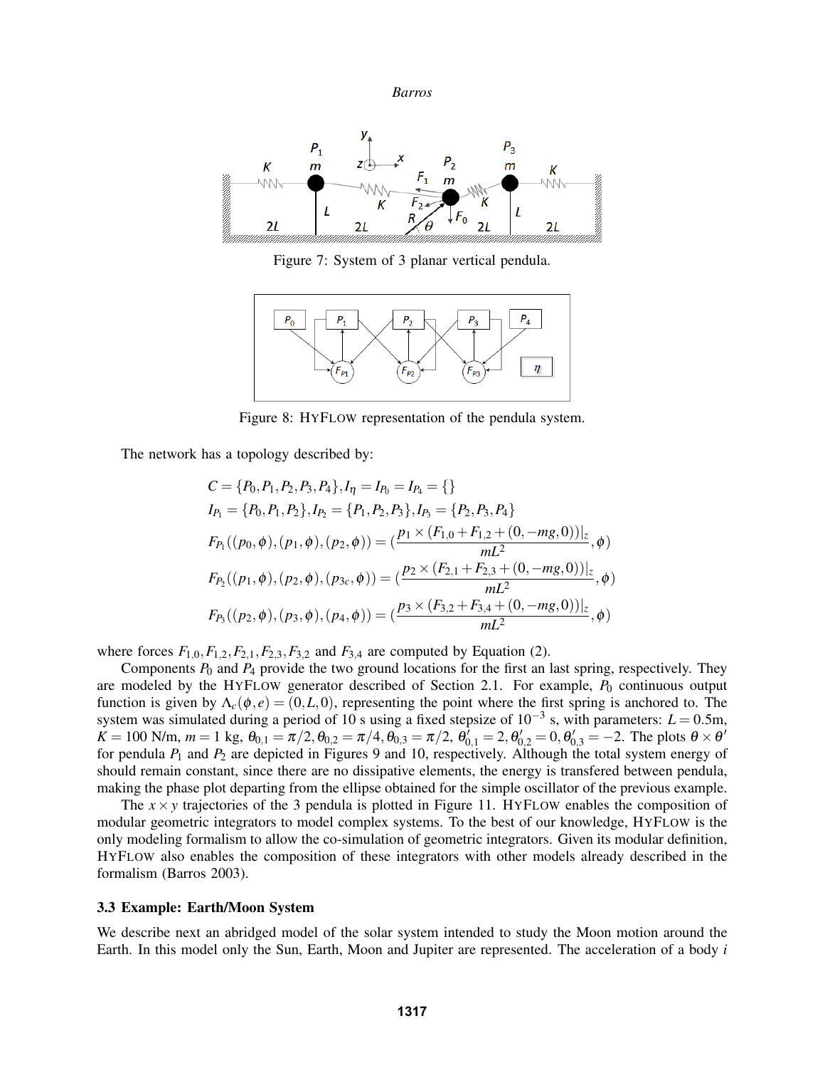Figure 7: System of 3 planar vertical pendula.

Figure 8: HYFLOW representation of the pendula system.

The network has a topology described by:

$$C = \{P_0, P_1, P_2, P_3, P_4\}, I_\eta = I_{P_0} = I_{P_4} = \{\}$$

$$I_{P_1} = \{P_0, P_1, P_2\}, I_{P_2} = \{P_1, P_2, P_3\}, I_{P_3} = \{P_2, P_3, P_4\}$$

$$F_{P_1}((p_0, \phi), (p_1, \phi), (p_2, \phi)) = (\frac{p_1 \times (F_{1,0} + F_{1,2} + (0, -mg, 0))|_z}{mL^2}, \phi)$$

$$F_{P_2}((p_1, \phi), (p_2, \phi), (p_{3c}, \phi)) = (\frac{p_2 \times (F_{2,1} + F_{2,3} + (0, -mg, 0))|_z}{mL^2}, \phi)$$

$$F_{P_3}((p_2, \phi), (p_3, \phi), (p_4, \phi)) = (\frac{p_3 \times (F_{3,2} + F_{3,4} + (0, -mg, 0))|_z}{mL^2}, \phi)$$

where forces $F_{1,0}, F_{1,2}, F_{2,1}, F_{2,3}, F_{3,2}$ and $F_{3,4}$ are computed by Equation (2).

Components $P_0$ and $P_4$ provide the two ground locations for the first an last spring, respectively. They are modeled by the HYFLOW generator described of Section 2.1. For example, $P_0$ continuous output function is given by $\Lambda_c(\phi, e) = (0, L, 0)$, representing the point where the first spring is anchored to. The system was simulated during a period of 10 s using a fixed stepsize of $10^{-3}$ s, with parameters: $L = 0.5$m, $K = 100$ N/m, $m = 1$ kg, $\theta_{0,1} = \pi/2, \theta_{0,2} = \pi/4, \theta_{0,3} = \pi/2$, $\theta'_{0,1} = 2, \theta'_{0,2} = 0, \theta'_{0,3} = -2$. The plots $\theta \times \theta'$ for pendula $P_1$ and $P_2$ are depicted in Figures 9 and 10, respectively. Although the total system energy of should remain constant, since there are no dissipative elements, the energy is transfered between pendula, making the phase plot departing from the ellipse obtained for the simple oscillator of the previous example.

The $x \times y$ trajectories of the 3 pendula is plotted in Figure 11. HYFLOW enables the composition of modular geometric integrators to model complex systems. To the best of our knowledge, HYFLOW is the only modeling formalism to allow the co-simulation of geometric integrators. Given its modular definition, HYFLOW also enables the composition of these integrators with other models already described in the formalism (Barros 2003).

### 3.3 Example: Earth/Moon System

We describe next an abridged model of the solar system intended to study the Moon motion around the Earth. In this model only the Sun, Earth, Moon and Jupiter are represented. The acceleration of a body $i$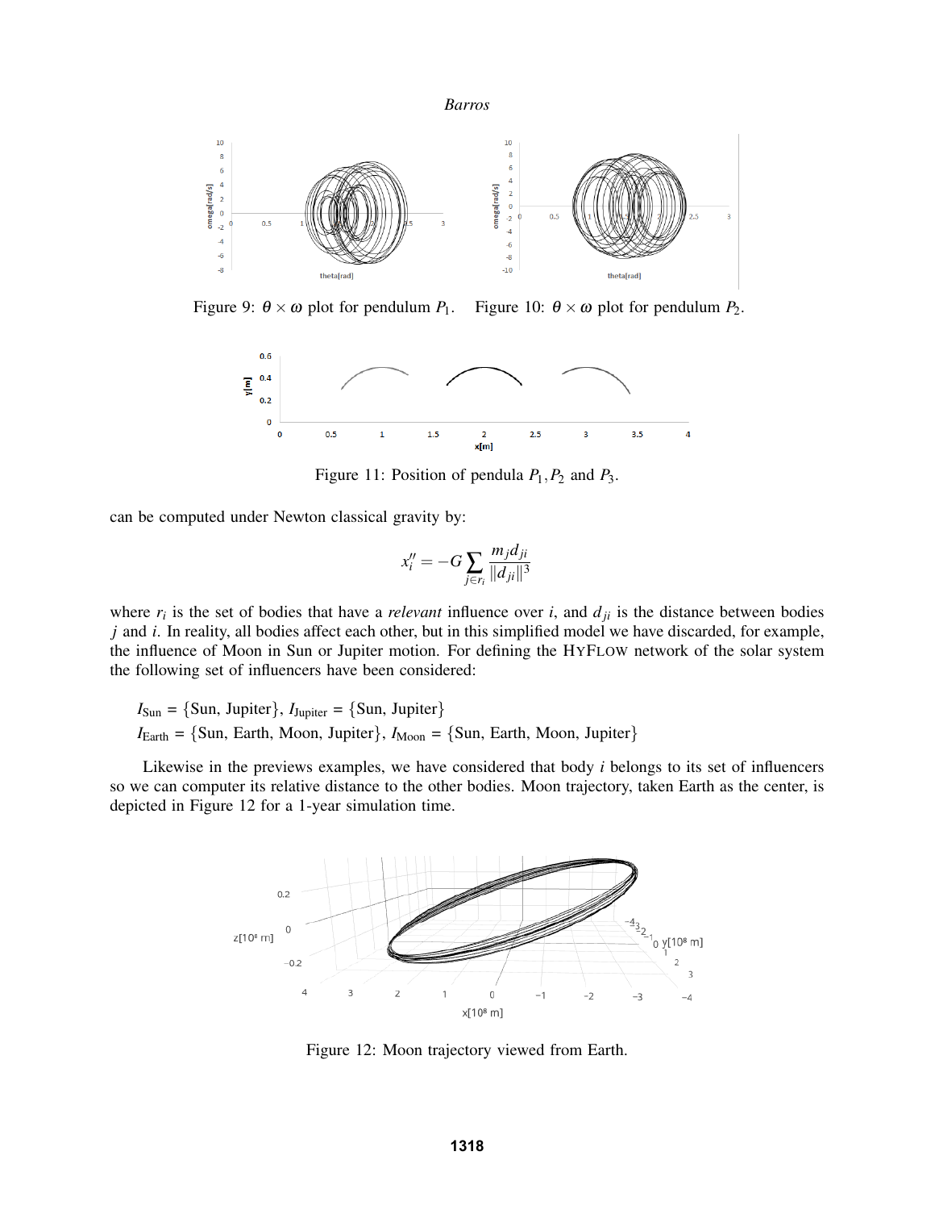Figure 9: $\theta \times \omega$ plot for pendulum $P_1$.

Figure 10: $\theta \times \omega$ plot for pendulum $P_2$.

Figure 11: Position of pendula $P_1, P_2$ and $P_3$.

can be computed under Newton classical gravity by:

$$x_i'' = -G \sum_{j \in r_i} \frac{m_j d_{ji}}{\|d_{ji}\|^3}$$

where $r_i$ is the set of bodies that have a *relevant* influence over $i$, and $d_{ji}$ is the distance between bodies $j$ and $i$. In reality, all bodies affect each other, but in this simplified model we have discarded, for example, the influence of Moon in Sun or Jupiter motion. For defining the HyFlow network of the solar system the following set of influencers have been considered:

$I_{\text{Sun}}$ = {Sun, Jupiter}, $I_{\text{Jupiter}}$ = {Sun, Jupiter}
$I_{\text{Earth}}$ = {Sun, Earth, Moon, Jupiter}, $I_{\text{Moon}}$ = {Sun, Earth, Moon, Jupiter}

Likewise in the previews examples, we have considered that body $i$ belongs to its set of influencers so we can computer its relative distance to the other bodies. Moon trajectory, taken Earth as the center, is depicted in Figure 12 for a 1-year simulation time.

Figure 12: Moon trajectory viewed from Earth.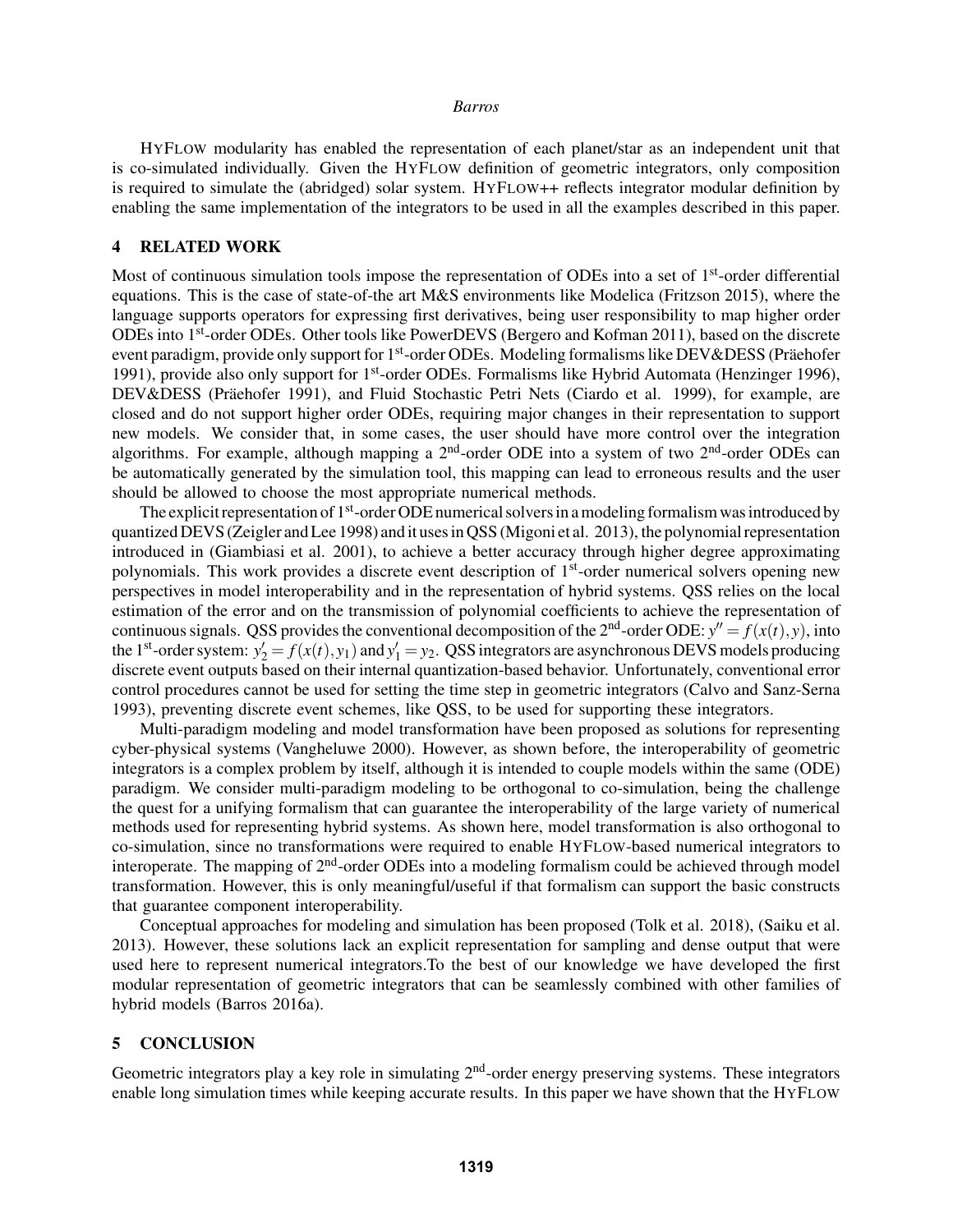HYFLOW modularity has enabled the representation of each planet/star as an independent unit that is co-simulated individually. Given the HYFLOW definition of geometric integrators, only composition is required to simulate the (abridged) solar system. HYFLOW++ reflects integrator modular definition by enabling the same implementation of the integrators to be used in all the examples described in this paper.

## 4 RELATED WORK

Most of continuous simulation tools impose the representation of ODEs into a set of 1[st]-order differential equations. This is the case of state-of-the art M&S environments like Modelica (Fritzson 2015), where the language supports operators for expressing first derivatives, being user responsibility to map higher order ODEs into 1[st]-order ODEs. Other tools like PowerDEVS (Bergero and Kofman 2011), based on the discrete event paradigm, provide only support for 1[st]-order ODEs. Modeling formalisms like DEV&DESS (Präehofer 1991), provide also only support for 1[st]-order ODEs. Formalisms like Hybrid Automata (Henzinger 1996), DEV&DESS (Präehofer 1991), and Fluid Stochastic Petri Nets (Ciardo et al. 1999), for example, are closed and do not support higher order ODEs, requiring major changes in their representation to support new models. We consider that, in some cases, the user should have more control over the integration algorithms. For example, although mapping a 2[nd]-order ODE into a system of two 2[nd]-order ODEs can be automatically generated by the simulation tool, this mapping can lead to erroneous results and the user should be allowed to choose the most appropriate numerical methods.

The explicit representation of 1[st]-order ODE numerical solvers in a modeling formalism was introduced by quantized DEVS (Zeigler and Lee 1998) and it uses in QSS (Migoni et al. 2013), the polynomial representation introduced in (Giambiasi et al. 2001), to achieve a better accuracy through higher degree approximating polynomials. This work provides a discrete event description of 1[st]-order numerical solvers opening new perspectives in model interoperability and in the representation of hybrid systems. QSS relies on the local estimation of the error and on the transmission of polynomial coefficients to achieve the representation of continuous signals. QSS provides the conventional decomposition of the 2[nd]-order ODE: $y'' = f(x(t), y)$, into the 1[st]-order system: $y_2' = f(x(t), y_1)$ and $y_1' = y_2$. QSS integrators are asynchronous DEVS models producing discrete event outputs based on their internal quantization-based behavior. Unfortunately, conventional error control procedures cannot be used for setting the time step in geometric integrators (Calvo and Sanz-Serna 1993), preventing discrete event schemes, like QSS, to be used for supporting these integrators.

Multi-paradigm modeling and model transformation have been proposed as solutions for representing cyber-physical systems (Vangheluwe 2000). However, as shown before, the interoperability of geometric integrators is a complex problem by itself, although it is intended to couple models within the same (ODE) paradigm. We consider multi-paradigm modeling to be orthogonal to co-simulation, being the challenge the quest for a unifying formalism that can guarantee the interoperability of the large variety of numerical methods used for representing hybrid systems. As shown here, model transformation is also orthogonal to co-simulation, since no transformations were required to enable HYFLOW-based numerical integrators to interoperate. The mapping of 2[nd]-order ODEs into a modeling formalism could be achieved through model transformation. However, this is only meaningful/useful if that formalism can support the basic constructs that guarantee component interoperability.

Conceptual approaches for modeling and simulation has been proposed (Tolk et al. 2018), (Saiku et al. 2013). However, these solutions lack an explicit representation for sampling and dense output that were used here to represent numerical integrators.To the best of our knowledge we have developed the first modular representation of geometric integrators that can be seamlessly combined with other families of hybrid models (Barros 2016a).

## 5 CONCLUSION

Geometric integrators play a key role in simulating 2[nd]-order energy preserving systems. These integrators enable long simulation times while keeping accurate results. In this paper we have shown that the HYFLOW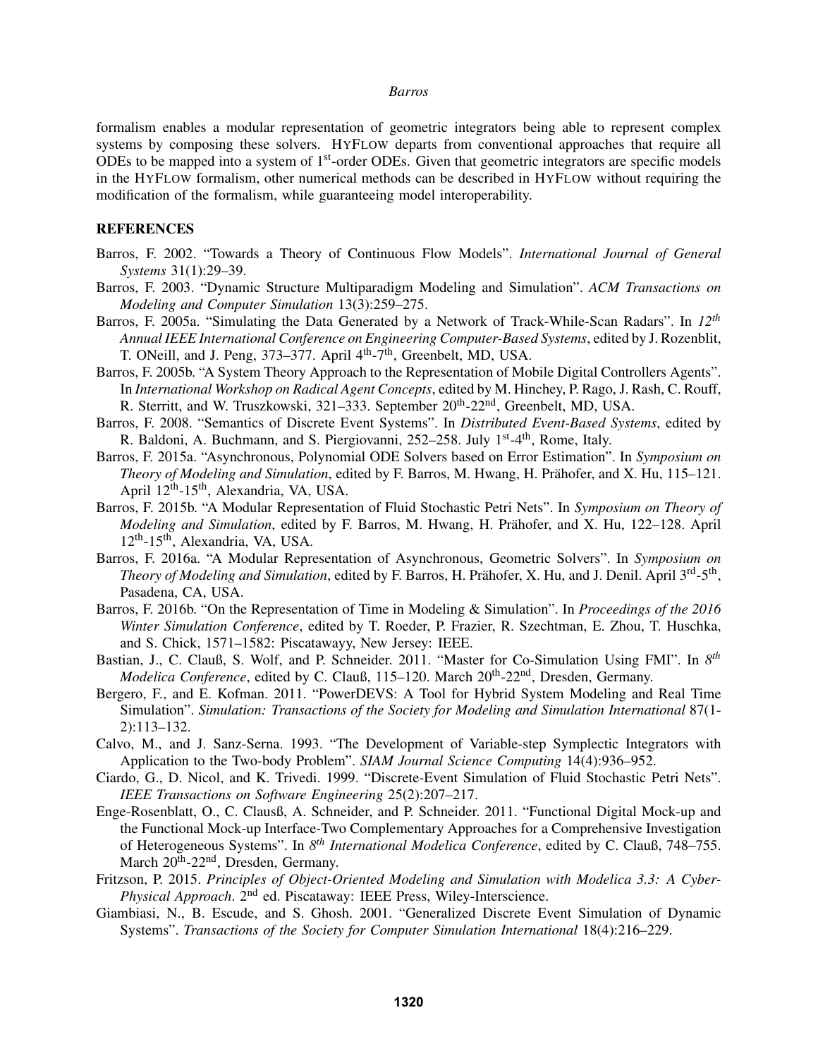formalism enables a modular representation of geometric integrators being able to represent complex systems by composing these solvers. HYFLOW departs from conventional approaches that require all ODEs to be mapped into a system of 1st-order ODEs. Given that geometric integrators are specific models in the HYFLOW formalism, other numerical methods can be described in HYFLOW without requiring the modification of the formalism, while guaranteeing model interoperability.

## REFERENCES

Barros, F. 2002. "Towards a Theory of Continuous Flow Models". *International Journal of General Systems* 31(1):29–39.

Barros, F. 2003. "Dynamic Structure Multiparadigm Modeling and Simulation". *ACM Transactions on Modeling and Computer Simulation* 13(3):259–275.

Barros, F. 2005a. "Simulating the Data Generated by a Network of Track-While-Scan Radars". In *12th Annual IEEE International Conference on Engineering Computer-Based Systems*, edited by J. Rozenblit, T. ONeill, and J. Peng, 373–377. April 4th-7th, Greenbelt, MD, USA.

Barros, F. 2005b. "A System Theory Approach to the Representation of Mobile Digital Controllers Agents". In *International Workshop on Radical Agent Concepts*, edited by M. Hinchey, P. Rago, J. Rash, C. Rouff, R. Sterritt, and W. Truszkowski, 321–333. September 20th-22nd, Greenbelt, MD, USA.

Barros, F. 2008. "Semantics of Discrete Event Systems". In *Distributed Event-Based Systems*, edited by R. Baldoni, A. Buchmann, and S. Piergiovanni, 252–258. July 1st-4th, Rome, Italy.

Barros, F. 2015a. "Asynchronous, Polynomial ODE Solvers based on Error Estimation". In *Symposium on Theory of Modeling and Simulation*, edited by F. Barros, M. Hwang, H. Prähofer, and X. Hu, 115–121. April 12th-15th, Alexandria, VA, USA.

Barros, F. 2015b. "A Modular Representation of Fluid Stochastic Petri Nets". In *Symposium on Theory of Modeling and Simulation*, edited by F. Barros, M. Hwang, H. Prähofer, and X. Hu, 122–128. April 12th-15th, Alexandria, VA, USA.

Barros, F. 2016a. "A Modular Representation of Asynchronous, Geometric Solvers". In *Symposium on Theory of Modeling and Simulation*, edited by F. Barros, H. Prähofer, X. Hu, and J. Denil. April 3rd-5th, Pasadena, CA, USA.

Barros, F. 2016b. "On the Representation of Time in Modeling & Simulation". In *Proceedings of the 2016 Winter Simulation Conference*, edited by T. Roeder, P. Frazier, R. Szechtman, E. Zhou, T. Huschka, and S. Chick, 1571–1582: Piscatawayy, New Jersey: IEEE.

Bastian, J., C. Clauß, S. Wolf, and P. Schneider. 2011. "Master for Co-Simulation Using FMI". In *8th Modelica Conference*, edited by C. Clauß, 115–120. March 20th-22nd, Dresden, Germany.

Bergero, F., and E. Kofman. 2011. "PowerDEVS: A Tool for Hybrid System Modeling and Real Time Simulation". *Simulation: Transactions of the Society for Modeling and Simulation International* 87(1-2):113–132.

Calvo, M., and J. Sanz-Serna. 1993. "The Development of Variable-step Symplectic Integrators with Application to the Two-body Problem". *SIAM Journal Science Computing* 14(4):936–952.

Ciardo, G., D. Nicol, and K. Trivedi. 1999. "Discrete-Event Simulation of Fluid Stochastic Petri Nets". *IEEE Transactions on Software Engineering* 25(2):207–217.

Enge-Rosenblatt, O., C. Clausß, A. Schneider, and P. Schneider. 2011. "Functional Digital Mock-up and the Functional Mock-up Interface-Two Complementary Approaches for a Comprehensive Investigation of Heterogeneous Systems". In *8th International Modelica Conference*, edited by C. Clauß, 748–755. March 20th-22nd, Dresden, Germany.

Fritzson, P. 2015. *Principles of Object-Oriented Modeling and Simulation with Modelica 3.3: A Cyber-Physical Approach*. 2nd ed. Piscataway: IEEE Press, Wiley-Interscience.

Giambiasi, N., B. Escude, and S. Ghosh. 2001. "Generalized Discrete Event Simulation of Dynamic Systems". *Transactions of the Society for Computer Simulation International* 18(4):216–229.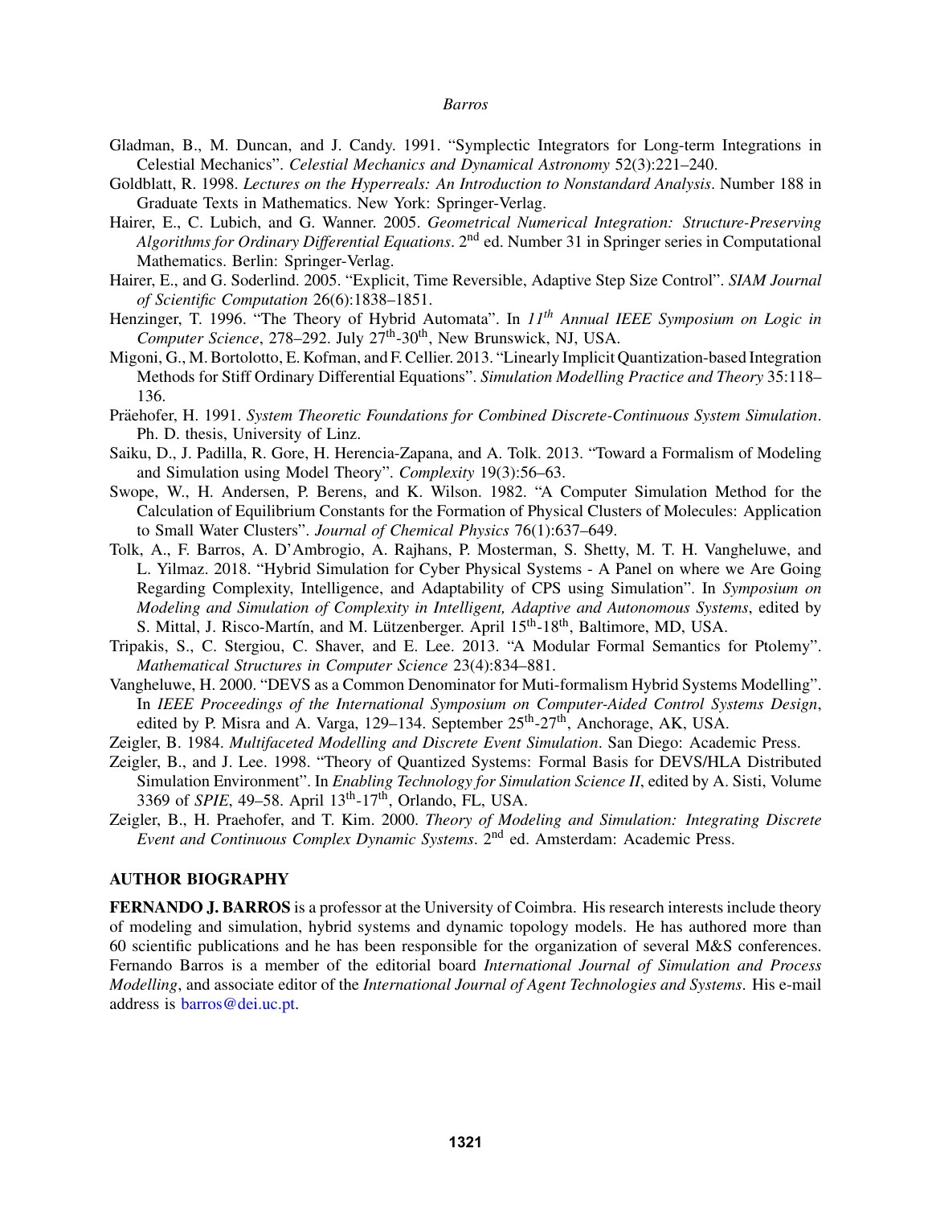Gladman, B., M. Duncan, and J. Candy. 1991. "Symplectic Integrators for Long-term Integrations in Celestial Mechanics". *Celestial Mechanics and Dynamical Astronomy* 52(3):221–240.

Goldblatt, R. 1998. *Lectures on the Hyperreals: An Introduction to Nonstandard Analysis*. Number 188 in Graduate Texts in Mathematics. New York: Springer-Verlag.

Hairer, E., C. Lubich, and G. Wanner. 2005. *Geometrical Numerical Integration: Structure-Preserving Algorithms for Ordinary Differential Equations*. 2nd ed. Number 31 in Springer series in Computational Mathematics. Berlin: Springer-Verlag.

Hairer, E., and G. Soderlind. 2005. "Explicit, Time Reversible, Adaptive Step Size Control". *SIAM Journal of Scientific Computation* 26(6):1838–1851.

Henzinger, T. 1996. "The Theory of Hybrid Automata". In *11th Annual IEEE Symposium on Logic in Computer Science*, 278–292. July 27th-30th, New Brunswick, NJ, USA.

Migoni, G., M. Bortolotto, E. Kofman, and F. Cellier. 2013. "Linearly Implicit Quantization-based Integration Methods for Stiff Ordinary Differential Equations". *Simulation Modelling Practice and Theory* 35:118–136.

Prähofer, H. 1991. *System Theoretic Foundations for Combined Discrete-Continuous System Simulation*. Ph. D. thesis, University of Linz.

Saiku, D., J. Padilla, R. Gore, H. Herencia-Zapana, and A. Tolk. 2013. "Toward a Formalism of Modeling and Simulation using Model Theory". *Complexity* 19(3):56–63.

Swope, W., H. Andersen, P. Berens, and K. Wilson. 1982. "A Computer Simulation Method for the Calculation of Equilibrium Constants for the Formation of Physical Clusters of Molecules: Application to Small Water Clusters". *Journal of Chemical Physics* 76(1):637–649.

Tolk, A., F. Barros, A. D'Ambrogio, A. Rajhans, P. Mosterman, S. Shetty, M. T. H. Vangheluwe, and L. Yilmaz. 2018. "Hybrid Simulation for Cyber Physical Systems - A Panel on where we Are Going Regarding Complexity, Intelligence, and Adaptability of CPS using Simulation". In *Symposium on Modeling and Simulation of Complexity in Intelligent, Adaptive and Autonomous Systems*, edited by S. Mittal, J. Risco-Martín, and M. Lützenberger. April 15th-18th, Baltimore, MD, USA.

Tripakis, S., C. Stergiou, C. Shaver, and E. Lee. 2013. "A Modular Formal Semantics for Ptolemy". *Mathematical Structures in Computer Science* 23(4):834–881.

Vangheluwe, H. 2000. "DEVS as a Common Denominator for Muti-formalism Hybrid Systems Modelling". In *IEEE Proceedings of the International Symposium on Computer-Aided Control Systems Design*, edited by P. Misra and A. Varga, 129–134. September 25th-27th, Anchorage, AK, USA.

Zeigler, B. 1984. *Multifaceted Modelling and Discrete Event Simulation*. San Diego: Academic Press.

Zeigler, B., and J. Lee. 1998. "Theory of Quantized Systems: Formal Basis for DEVS/HLA Distributed Simulation Environment". In *Enabling Technology for Simulation Science II*, edited by A. Sisti, Volume 3369 of *SPIE*, 49–58. April 13th-17th, Orlando, FL, USA.

Zeigler, B., H. Praehofer, and T. Kim. 2000. *Theory of Modeling and Simulation: Integrating Discrete Event and Continuous Complex Dynamic Systems*. 2nd ed. Amsterdam: Academic Press.

## AUTHOR BIOGRAPHY

**FERNANDO J. BARROS** is a professor at the University of Coimbra. His research interests include theory of modeling and simulation, hybrid systems and dynamic topology models. He has authored more than 60 scientific publications and he has been responsible for the organization of several M&S conferences. Fernando Barros is a member of the editorial board *International Journal of Simulation and Process Modelling*, and associate editor of the *International Journal of Agent Technologies and Systems*. His e-mail address is barros@dei.uc.pt.